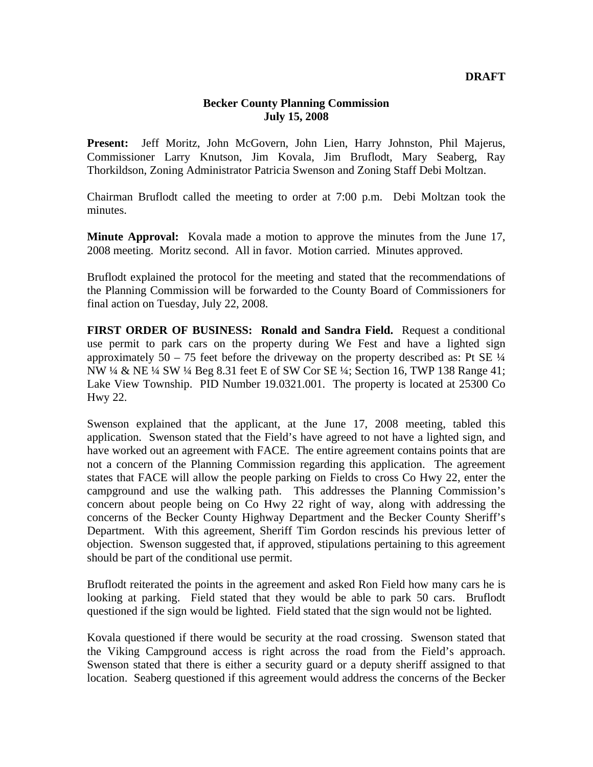**DRAFT**

**Becker County Planning Commission**
**July 15, 2008**

**Present:** Jeff Moritz, John McGovern, John Lien, Harry Johnston, Phil Majerus, Commissioner Larry Knutson, Jim Kovala, Jim Bruflodt, Mary Seaberg, Ray Thorkildson, Zoning Administrator Patricia Swenson and Zoning Staff Debi Moltzan.

Chairman Bruflodt called the meeting to order at 7:00 p.m. Debi Moltzan took the minutes.

**Minute Approval:** Kovala made a motion to approve the minutes from the June 17, 2008 meeting. Moritz second. All in favor. Motion carried. Minutes approved.

Bruflodt explained the protocol for the meeting and stated that the recommendations of the Planning Commission will be forwarded to the County Board of Commissioners for final action on Tuesday, July 22, 2008.

**FIRST ORDER OF BUSINESS: Ronald and Sandra Field.** Request a conditional use permit to park cars on the property during We Fest and have a lighted sign approximately 50 – 75 feet before the driveway on the property described as: Pt SE ¼ NW ¼ & NE ¼ SW ¼ Beg 8.31 feet E of SW Cor SE ¼; Section 16, TWP 138 Range 41; Lake View Township. PID Number 19.0321.001. The property is located at 25300 Co Hwy 22.

Swenson explained that the applicant, at the June 17, 2008 meeting, tabled this application. Swenson stated that the Field's have agreed to not have a lighted sign, and have worked out an agreement with FACE. The entire agreement contains points that are not a concern of the Planning Commission regarding this application. The agreement states that FACE will allow the people parking on Fields to cross Co Hwy 22, enter the campground and use the walking path. This addresses the Planning Commission's concern about people being on Co Hwy 22 right of way, along with addressing the concerns of the Becker County Highway Department and the Becker County Sheriff's Department. With this agreement, Sheriff Tim Gordon rescinds his previous letter of objection. Swenson suggested that, if approved, stipulations pertaining to this agreement should be part of the conditional use permit.

Bruflodt reiterated the points in the agreement and asked Ron Field how many cars he is looking at parking. Field stated that they would be able to park 50 cars. Bruflodt questioned if the sign would be lighted. Field stated that the sign would not be lighted.

Kovala questioned if there would be security at the road crossing. Swenson stated that the Viking Campground access is right across the road from the Field's approach. Swenson stated that there is either a security guard or a deputy sheriff assigned to that location. Seaberg questioned if this agreement would address the concerns of the Becker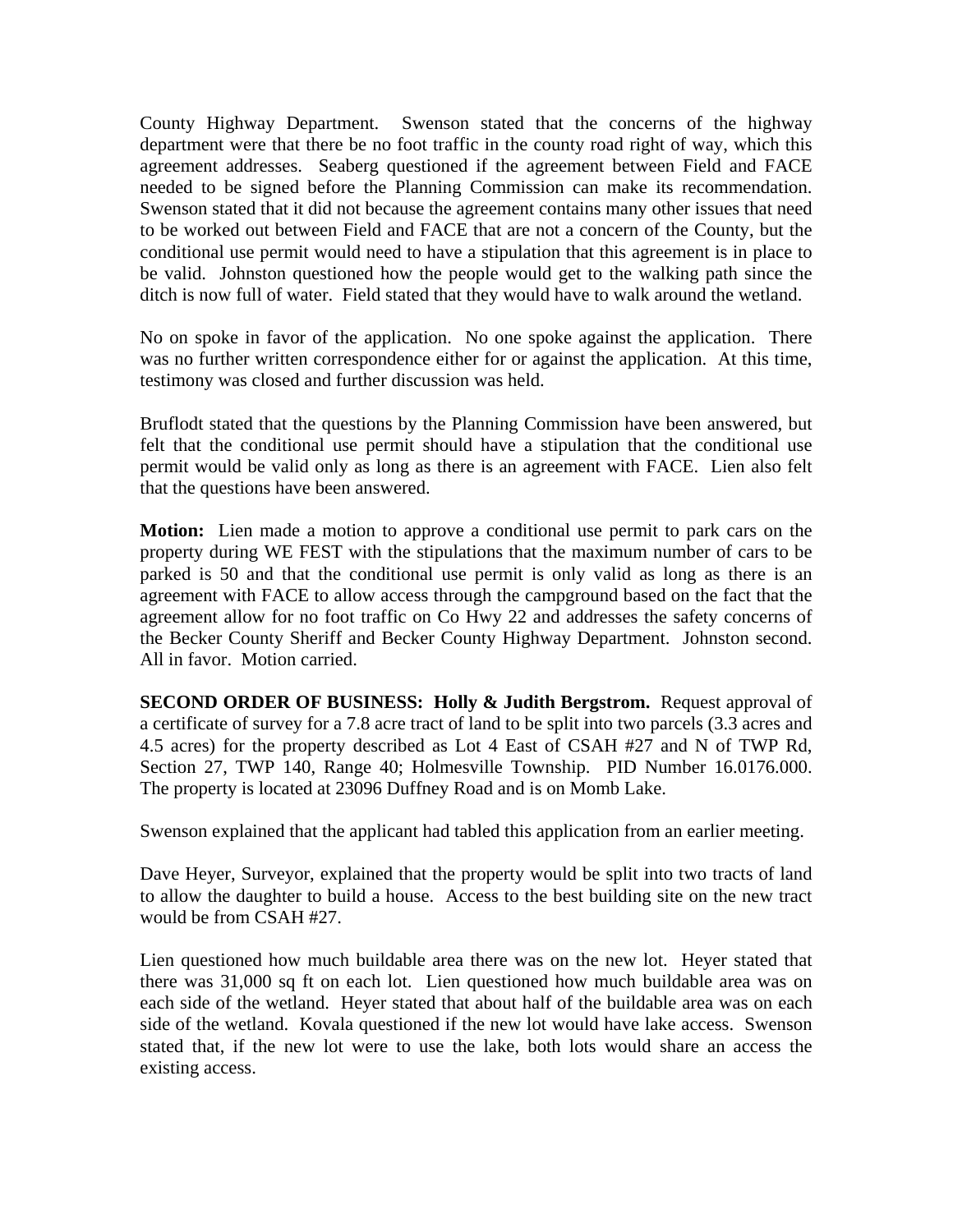County Highway Department. Swenson stated that the concerns of the highway department were that there be no foot traffic in the county road right of way, which this agreement addresses. Seaberg questioned if the agreement between Field and FACE needed to be signed before the Planning Commission can make its recommendation. Swenson stated that it did not because the agreement contains many other issues that need to be worked out between Field and FACE that are not a concern of the County, but the conditional use permit would need to have a stipulation that this agreement is in place to be valid. Johnston questioned how the people would get to the walking path since the ditch is now full of water. Field stated that they would have to walk around the wetland.

No on spoke in favor of the application. No one spoke against the application. There was no further written correspondence either for or against the application. At this time, testimony was closed and further discussion was held.

Bruflodt stated that the questions by the Planning Commission have been answered, but felt that the conditional use permit should have a stipulation that the conditional use permit would be valid only as long as there is an agreement with FACE. Lien also felt that the questions have been answered.

**Motion:** Lien made a motion to approve a conditional use permit to park cars on the property during WE FEST with the stipulations that the maximum number of cars to be parked is 50 and that the conditional use permit is only valid as long as there is an agreement with FACE to allow access through the campground based on the fact that the agreement allow for no foot traffic on Co Hwy 22 and addresses the safety concerns of the Becker County Sheriff and Becker County Highway Department. Johnston second. All in favor. Motion carried.

**SECOND ORDER OF BUSINESS: Holly & Judith Bergstrom.** Request approval of a certificate of survey for a 7.8 acre tract of land to be split into two parcels (3.3 acres and 4.5 acres) for the property described as Lot 4 East of CSAH #27 and N of TWP Rd, Section 27, TWP 140, Range 40; Holmesville Township. PID Number 16.0176.000. The property is located at 23096 Duffney Road and is on Momb Lake.

Swenson explained that the applicant had tabled this application from an earlier meeting.

Dave Heyer, Surveyor, explained that the property would be split into two tracts of land to allow the daughter to build a house. Access to the best building site on the new tract would be from CSAH #27.

Lien questioned how much buildable area there was on the new lot. Heyer stated that there was 31,000 sq ft on each lot. Lien questioned how much buildable area was on each side of the wetland. Heyer stated that about half of the buildable area was on each side of the wetland. Kovala questioned if the new lot would have lake access. Swenson stated that, if the new lot were to use the lake, both lots would share an access the existing access.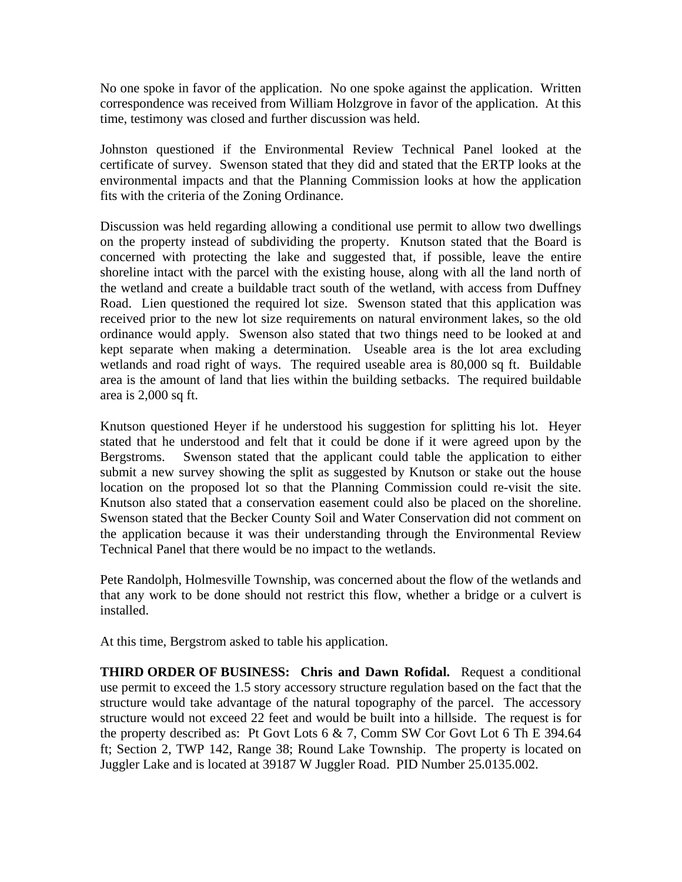No one spoke in favor of the application. No one spoke against the application. Written correspondence was received from William Holzgrove in favor of the application. At this time, testimony was closed and further discussion was held.

Johnston questioned if the Environmental Review Technical Panel looked at the certificate of survey. Swenson stated that they did and stated that the ERTP looks at the environmental impacts and that the Planning Commission looks at how the application fits with the criteria of the Zoning Ordinance.

Discussion was held regarding allowing a conditional use permit to allow two dwellings on the property instead of subdividing the property. Knutson stated that the Board is concerned with protecting the lake and suggested that, if possible, leave the entire shoreline intact with the parcel with the existing house, along with all the land north of the wetland and create a buildable tract south of the wetland, with access from Duffney Road. Lien questioned the required lot size. Swenson stated that this application was received prior to the new lot size requirements on natural environment lakes, so the old ordinance would apply. Swenson also stated that two things need to be looked at and kept separate when making a determination. Useable area is the lot area excluding wetlands and road right of ways. The required useable area is 80,000 sq ft. Buildable area is the amount of land that lies within the building setbacks. The required buildable area is 2,000 sq ft.

Knutson questioned Heyer if he understood his suggestion for splitting his lot. Heyer stated that he understood and felt that it could be done if it were agreed upon by the Bergstroms. Swenson stated that the applicant could table the application to either submit a new survey showing the split as suggested by Knutson or stake out the house location on the proposed lot so that the Planning Commission could re-visit the site. Knutson also stated that a conservation easement could also be placed on the shoreline. Swenson stated that the Becker County Soil and Water Conservation did not comment on the application because it was their understanding through the Environmental Review Technical Panel that there would be no impact to the wetlands.

Pete Randolph, Holmesville Township, was concerned about the flow of the wetlands and that any work to be done should not restrict this flow, whether a bridge or a culvert is installed.

At this time, Bergstrom asked to table his application.

**THIRD ORDER OF BUSINESS: Chris and Dawn Rofidal.** Request a conditional use permit to exceed the 1.5 story accessory structure regulation based on the fact that the structure would take advantage of the natural topography of the parcel. The accessory structure would not exceed 22 feet and would be built into a hillside. The request is for the property described as: Pt Govt Lots 6 & 7, Comm SW Cor Govt Lot 6 Th E 394.64 ft; Section 2, TWP 142, Range 38; Round Lake Township. The property is located on Juggler Lake and is located at 39187 W Juggler Road. PID Number 25.0135.002.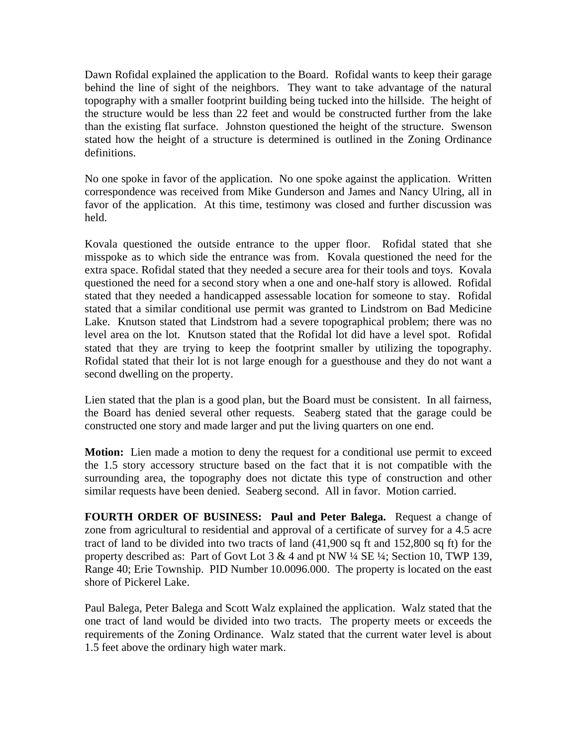Dawn Rofidal explained the application to the Board. Rofidal wants to keep their garage behind the line of sight of the neighbors. They want to take advantage of the natural topography with a smaller footprint building being tucked into the hillside. The height of the structure would be less than 22 feet and would be constructed further from the lake than the existing flat surface. Johnston questioned the height of the structure. Swenson stated how the height of a structure is determined is outlined in the Zoning Ordinance definitions.

No one spoke in favor of the application. No one spoke against the application. Written correspondence was received from Mike Gunderson and James and Nancy Ulring, all in favor of the application. At this time, testimony was closed and further discussion was held.

Kovala questioned the outside entrance to the upper floor. Rofidal stated that she misspoke as to which side the entrance was from. Kovala questioned the need for the extra space. Rofidal stated that they needed a secure area for their tools and toys. Kovala questioned the need for a second story when a one and one-half story is allowed. Rofidal stated that they needed a handicapped assessable location for someone to stay. Rofidal stated that a similar conditional use permit was granted to Lindstrom on Bad Medicine Lake. Knutson stated that Lindstrom had a severe topographical problem; there was no level area on the lot. Knutson stated that the Rofidal lot did have a level spot. Rofidal stated that they are trying to keep the footprint smaller by utilizing the topography. Rofidal stated that their lot is not large enough for a guesthouse and they do not want a second dwelling on the property.

Lien stated that the plan is a good plan, but the Board must be consistent. In all fairness, the Board has denied several other requests. Seaberg stated that the garage could be constructed one story and made larger and put the living quarters on one end.

**Motion:** Lien made a motion to deny the request for a conditional use permit to exceed the 1.5 story accessory structure based on the fact that it is not compatible with the surrounding area, the topography does not dictate this type of construction and other similar requests have been denied. Seaberg second. All in favor. Motion carried.

**FOURTH ORDER OF BUSINESS: Paul and Peter Balega.** Request a change of zone from agricultural to residential and approval of a certificate of survey for a 4.5 acre tract of land to be divided into two tracts of land (41,900 sq ft and 152,800 sq ft) for the property described as: Part of Govt Lot 3 & 4 and pt NW ¼ SE ¼; Section 10, TWP 139, Range 40; Erie Township. PID Number 10.0096.000. The property is located on the east shore of Pickerel Lake.

Paul Balega, Peter Balega and Scott Walz explained the application. Walz stated that the one tract of land would be divided into two tracts. The property meets or exceeds the requirements of the Zoning Ordinance. Walz stated that the current water level is about 1.5 feet above the ordinary high water mark.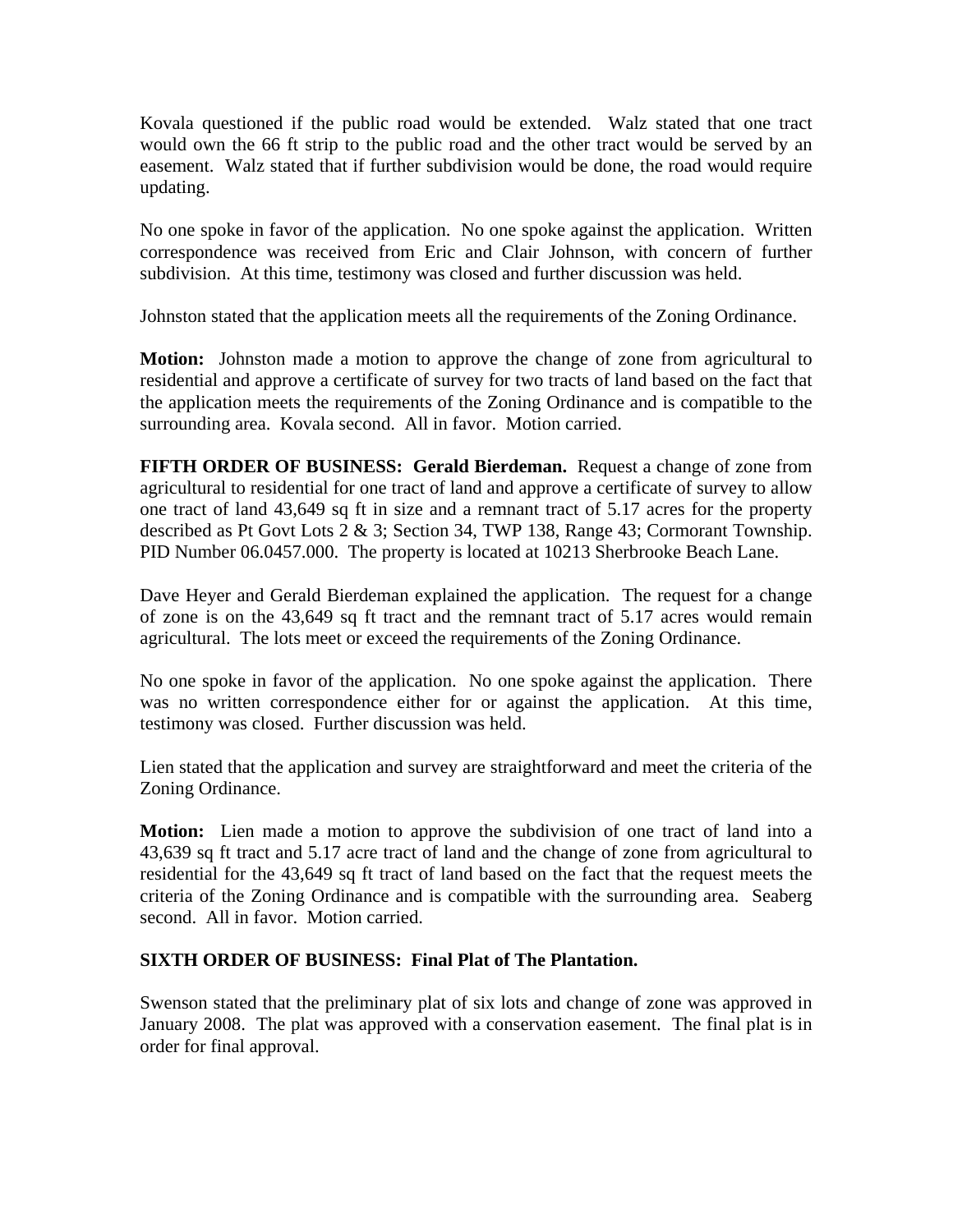Kovala questioned if the public road would be extended. Walz stated that one tract would own the 66 ft strip to the public road and the other tract would be served by an easement. Walz stated that if further subdivision would be done, the road would require updating.

No one spoke in favor of the application. No one spoke against the application. Written correspondence was received from Eric and Clair Johnson, with concern of further subdivision. At this time, testimony was closed and further discussion was held.

Johnston stated that the application meets all the requirements of the Zoning Ordinance.

**Motion:** Johnston made a motion to approve the change of zone from agricultural to residential and approve a certificate of survey for two tracts of land based on the fact that the application meets the requirements of the Zoning Ordinance and is compatible to the surrounding area. Kovala second. All in favor. Motion carried.

**FIFTH ORDER OF BUSINESS: Gerald Bierdeman.** Request a change of zone from agricultural to residential for one tract of land and approve a certificate of survey to allow one tract of land 43,649 sq ft in size and a remnant tract of 5.17 acres for the property described as Pt Govt Lots 2 & 3; Section 34, TWP 138, Range 43; Cormorant Township. PID Number 06.0457.000. The property is located at 10213 Sherbrooke Beach Lane.

Dave Heyer and Gerald Bierdeman explained the application. The request for a change of zone is on the 43,649 sq ft tract and the remnant tract of 5.17 acres would remain agricultural. The lots meet or exceed the requirements of the Zoning Ordinance.

No one spoke in favor of the application. No one spoke against the application. There was no written correspondence either for or against the application. At this time, testimony was closed. Further discussion was held.

Lien stated that the application and survey are straightforward and meet the criteria of the Zoning Ordinance.

**Motion:** Lien made a motion to approve the subdivision of one tract of land into a 43,639 sq ft tract and 5.17 acre tract of land and the change of zone from agricultural to residential for the 43,649 sq ft tract of land based on the fact that the request meets the criteria of the Zoning Ordinance and is compatible with the surrounding area. Seaberg second. All in favor. Motion carried.

**SIXTH ORDER OF BUSINESS: Final Plat of The Plantation.**

Swenson stated that the preliminary plat of six lots and change of zone was approved in January 2008. The plat was approved with a conservation easement. The final plat is in order for final approval.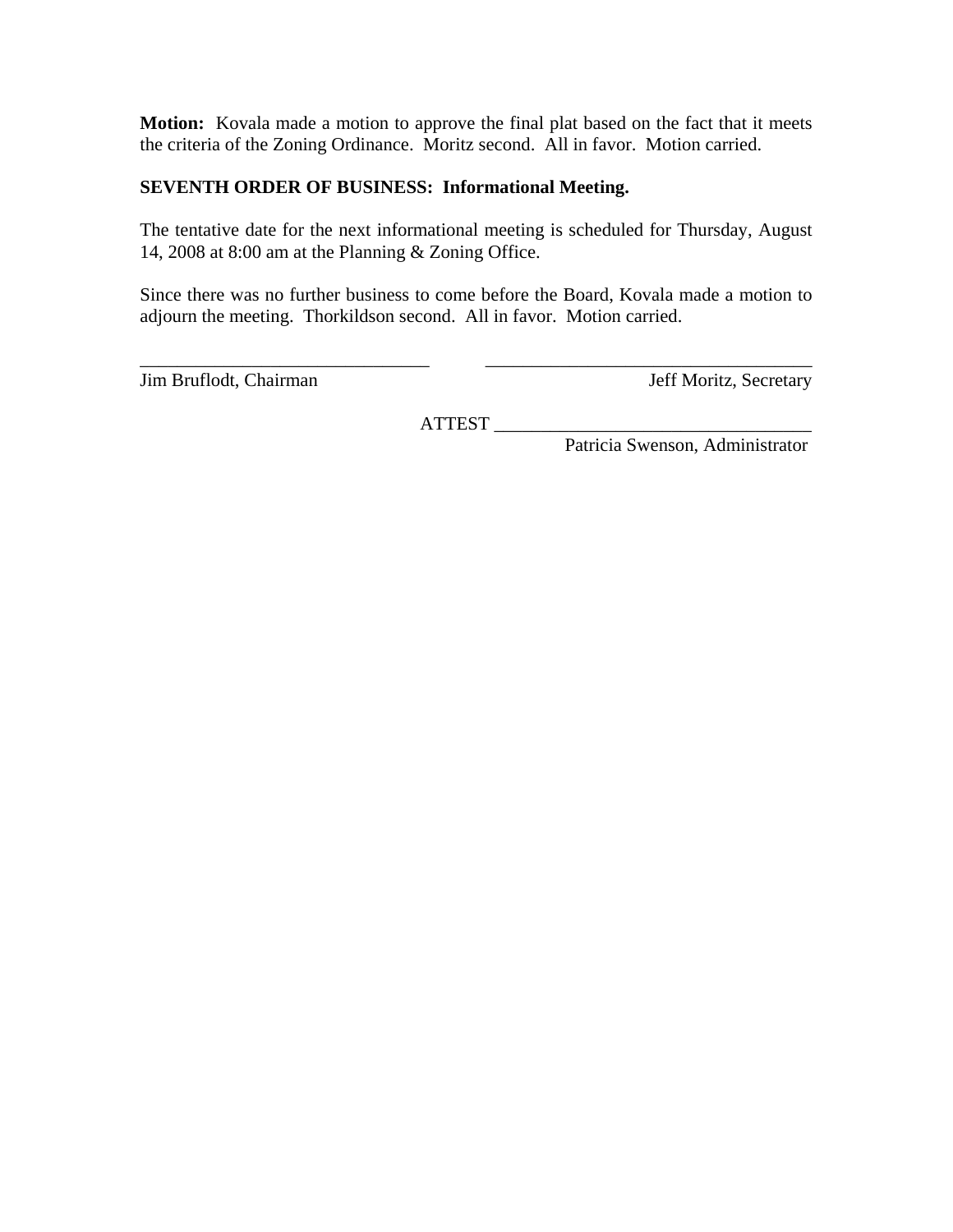**Motion:** Kovala made a motion to approve the final plat based on the fact that it meets the criteria of the Zoning Ordinance. Moritz second. All in favor. Motion carried.

**SEVENTH ORDER OF BUSINESS: Informational Meeting.**

The tentative date for the next informational meeting is scheduled for Thursday, August 14, 2008 at 8:00 am at the Planning & Zoning Office.

Since there was no further business to come before the Board, Kovala made a motion to adjourn the meeting. Thorkildson second. All in favor. Motion carried.

_______________________________ ___________________________________

Jim Bruflodt, Chairman Jeff Moritz, Secretary

ATTEST __________________________________

Patricia Swenson, Administrator